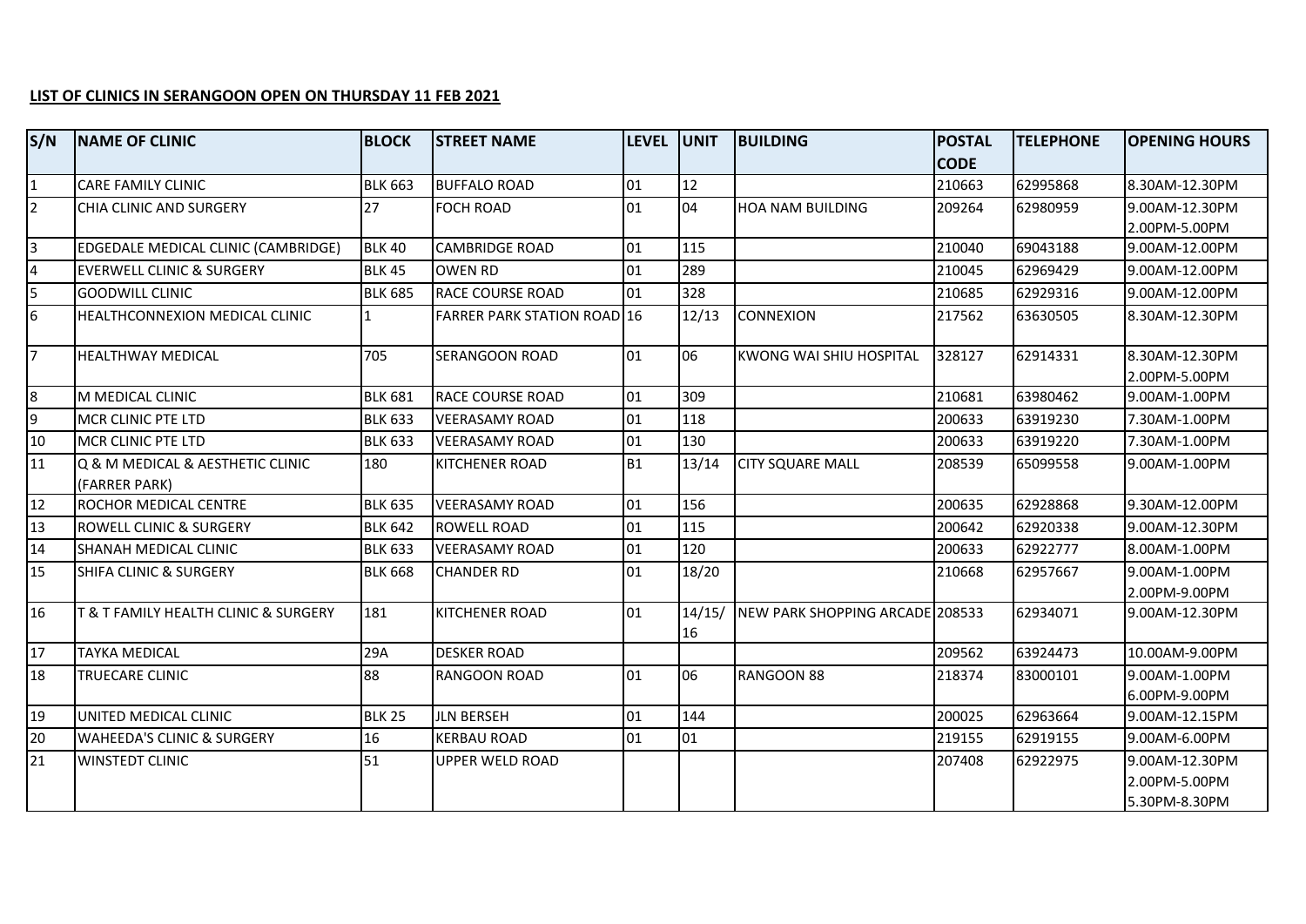**LIST OF CLINICS IN SERANGOON OPEN ON THURSDAY 11 FEB 2021**

| S/N | NAME OF CLINIC | BLOCK | STREET NAME | LEVEL | UNIT | BUILDING | POSTAL CODE | TELEPHONE | OPENING HOURS |
|---|---|---|---|---|---|---|---|---|---|
| 1 | CARE FAMILY CLINIC | BLK 663 | BUFFALO ROAD | 01 | 12 | | 210663 | 62995868 | 8.30AM-12.30PM |
| 2 | CHIA CLINIC AND SURGERY | 27 | FOCH ROAD | 01 | 04 | HOA NAM BUILDING | 209264 | 62980959 | 9.00AM-12.30PM<br>2.00PM-5.00PM |
| 3 | EDGEDALE MEDICAL CLINIC (CAMBRIDGE) | BLK 40 | CAMBRIDGE ROAD | 01 | 115 | | 210040 | 69043188 | 9.00AM-12.00PM |
| 4 | EVERWELL CLINIC & SURGERY | BLK 45 | OWEN RD | 01 | 289 | | 210045 | 62969429 | 9.00AM-12.00PM |
| 5 | GOODWILL CLINIC | BLK 685 | RACE COURSE ROAD | 01 | 328 | | 210685 | 62929316 | 9.00AM-12.00PM |
| 6 | HEALTHCONNEXION MEDICAL CLINIC | 1 | FARRER PARK STATION ROAD | 16 | 12/13 | CONNEXION | 217562 | 63630505 | 8.30AM-12.30PM |
| 7 | HEALTHWAY MEDICAL | 705 | SERANGOON ROAD | 01 | 06 | KWONG WAI SHIU HOSPITAL | 328127 | 62914331 | 8.30AM-12.30PM<br>2.00PM-5.00PM |
| 8 | M MEDICAL CLINIC | BLK 681 | RACE COURSE ROAD | 01 | 309 | | 210681 | 63980462 | 9.00AM-1.00PM |
| 9 | MCR CLINIC PTE LTD | BLK 633 | VEERASAMY ROAD | 01 | 118 | | 200633 | 63919230 | 7.30AM-1.00PM |
| 10 | MCR CLINIC PTE LTD | BLK 633 | VEERASAMY ROAD | 01 | 130 | | 200633 | 63919220 | 7.30AM-1.00PM |
| 11 | Q & M MEDICAL & AESTHETIC CLINIC (FARRER PARK) | 180 | KITCHENER ROAD | B1 | 13/14 | CITY SQUARE MALL | 208539 | 65099558 | 9.00AM-1.00PM |
| 12 | ROCHOR MEDICAL CENTRE | BLK 635 | VEERASAMY ROAD | 01 | 156 | | 200635 | 62928868 | 9.30AM-12.00PM |
| 13 | ROWELL CLINIC & SURGERY | BLK 642 | ROWELL ROAD | 01 | 115 | | 200642 | 62920338 | 9.00AM-12.30PM |
| 14 | SHANAH MEDICAL CLINIC | BLK 633 | VEERASAMY ROAD | 01 | 120 | | 200633 | 62922777 | 8.00AM-1.00PM |
| 15 | SHIFA CLINIC & SURGERY | BLK 668 | CHANDER RD | 01 | 18/20 | | 210668 | 62957667 | 9.00AM-1.00PM<br>2.00PM-9.00PM |
| 16 | T & T FAMILY HEALTH CLINIC & SURGERY | 181 | KITCHENER ROAD | 01 | 14/15/16 | NEW PARK SHOPPING ARCADE | 208533 | 62934071 | 9.00AM-12.30PM |
| 17 | TAYKA MEDICAL | 29A | DESKER ROAD | | | | 209562 | 63924473 | 10.00AM-9.00PM |
| 18 | TRUECARE CLINIC | 88 | RANGOON ROAD | 01 | 06 | RANGOON 88 | 218374 | 83000101 | 9.00AM-1.00PM<br>6.00PM-9.00PM |
| 19 | UNITED MEDICAL CLINIC | BLK 25 | JLN BERSEH | 01 | 144 | | 200025 | 62963664 | 9.00AM-12.15PM |
| 20 | WAHEEDA'S CLINIC & SURGERY | 16 | KERBAU ROAD | 01 | 01 | | 219155 | 62919155 | 9.00AM-6.00PM |
| 21 | WINSTEDT CLINIC | 51 | UPPER WELD ROAD | | | | 207408 | 62922975 | 9.00AM-12.30PM<br>2.00PM-5.00PM<br>5.30PM-8.30PM |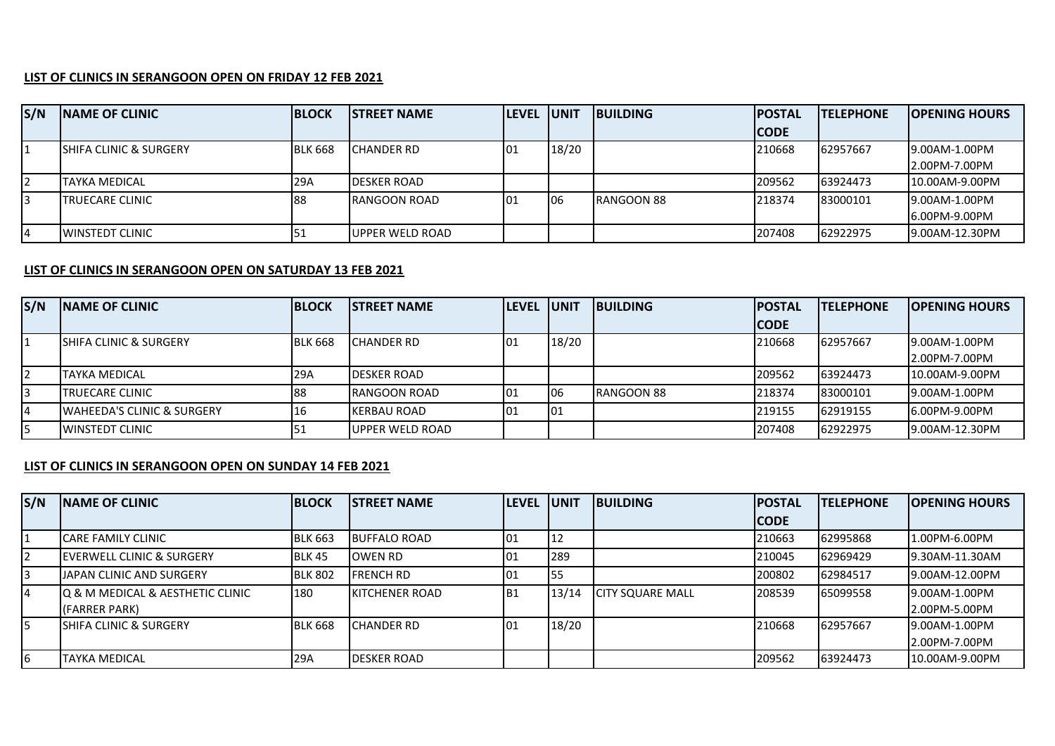**LIST OF CLINICS IN SERANGOON OPEN ON FRIDAY 12 FEB 2021**

| S/N | NAME OF CLINIC | BLOCK | STREET NAME | LEVEL | UNIT | BUILDING | POSTAL CODE | TELEPHONE | OPENING HOURS |
|---|---|---|---|---|---|---|---|---|---|
| 1 | SHIFA CLINIC & SURGERY | BLK 668 | CHANDER RD | 01 | 18/20 | | 210668 | 62957667 | 9.00AM-1.00PM 2.00PM-7.00PM |
| 2 | TAYKA MEDICAL | 29A | DESKER ROAD | | | | 209562 | 63924473 | 10.00AM-9.00PM |
| 3 | TRUECARE CLINIC | 88 | RANGOON ROAD | 01 | 06 | RANGOON 88 | 218374 | 83000101 | 9.00AM-1.00PM 6.00PM-9.00PM |
| 4 | WINSTEDT CLINIC | 51 | UPPER WELD ROAD | | | | 207408 | 62922975 | 9.00AM-12.30PM |

**LIST OF CLINICS IN SERANGOON OPEN ON SATURDAY 13 FEB 2021**

| S/N | NAME OF CLINIC | BLOCK | STREET NAME | LEVEL | UNIT | BUILDING | POSTAL CODE | TELEPHONE | OPENING HOURS |
|---|---|---|---|---|---|---|---|---|---|
| 1 | SHIFA CLINIC & SURGERY | BLK 668 | CHANDER RD | 01 | 18/20 | | 210668 | 62957667 | 9.00AM-1.00PM 2.00PM-7.00PM |
| 2 | TAYKA MEDICAL | 29A | DESKER ROAD | | | | 209562 | 63924473 | 10.00AM-9.00PM |
| 3 | TRUECARE CLINIC | 88 | RANGOON ROAD | 01 | 06 | RANGOON 88 | 218374 | 83000101 | 9.00AM-1.00PM |
| 4 | WAHEEDA'S CLINIC & SURGERY | 16 | KERBAU ROAD | 01 | 01 | | 219155 | 62919155 | 6.00PM-9.00PM |
| 5 | WINSTEDT CLINIC | 51 | UPPER WELD ROAD | | | | 207408 | 62922975 | 9.00AM-12.30PM |

**LIST OF CLINICS IN SERANGOON OPEN ON SUNDAY 14 FEB 2021**

| S/N | NAME OF CLINIC | BLOCK | STREET NAME | LEVEL | UNIT | BUILDING | POSTAL CODE | TELEPHONE | OPENING HOURS |
|---|---|---|---|---|---|---|---|---|---|
| 1 | CARE FAMILY CLINIC | BLK 663 | BUFFALO ROAD | 01 | 12 | | 210663 | 62995868 | 1.00PM-6.00PM |
| 2 | EVERWELL CLINIC & SURGERY | BLK 45 | OWEN RD | 01 | 289 | | 210045 | 62969429 | 9.30AM-11.30AM |
| 3 | JAPAN CLINIC AND SURGERY | BLK 802 | FRENCH RD | 01 | 55 | | 200802 | 62984517 | 9.00AM-12.00PM |
| 4 | Q & M MEDICAL & AESTHETIC CLINIC (FARRER PARK) | 180 | KITCHENER ROAD | B1 | 13/14 | CITY SQUARE MALL | 208539 | 65099558 | 9.00AM-1.00PM 2.00PM-5.00PM |
| 5 | SHIFA CLINIC & SURGERY | BLK 668 | CHANDER RD | 01 | 18/20 | | 210668 | 62957667 | 9.00AM-1.00PM 2.00PM-7.00PM |
| 6 | TAYKA MEDICAL | 29A | DESKER ROAD | | | | 209562 | 63924473 | 10.00AM-9.00PM |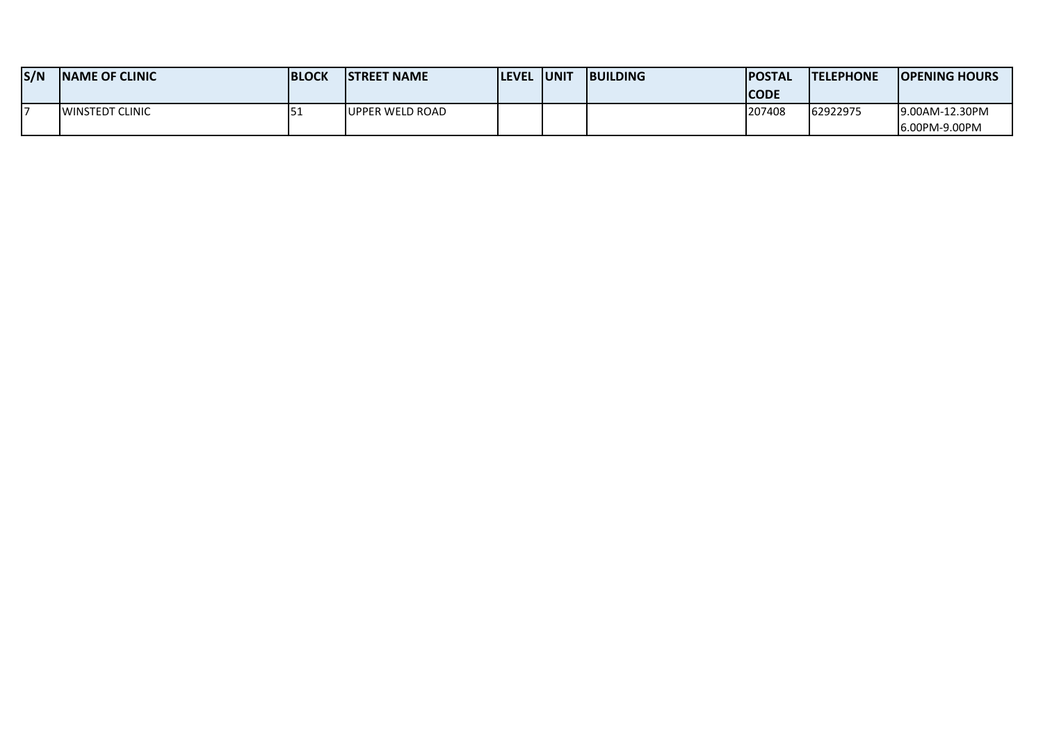| S/N | NAME OF CLINIC | BLOCK | STREET NAME | LEVEL | UNIT | BUILDING | POSTAL CODE | TELEPHONE | OPENING HOURS |
|---|---|---|---|---|---|---|---|---|---|
| 7 | WINSTEDT CLINIC | 51 | UPPER WELD ROAD | | | | 207408 | 62922975 | 9.00AM-12.30PM 6.00PM-9.00PM |